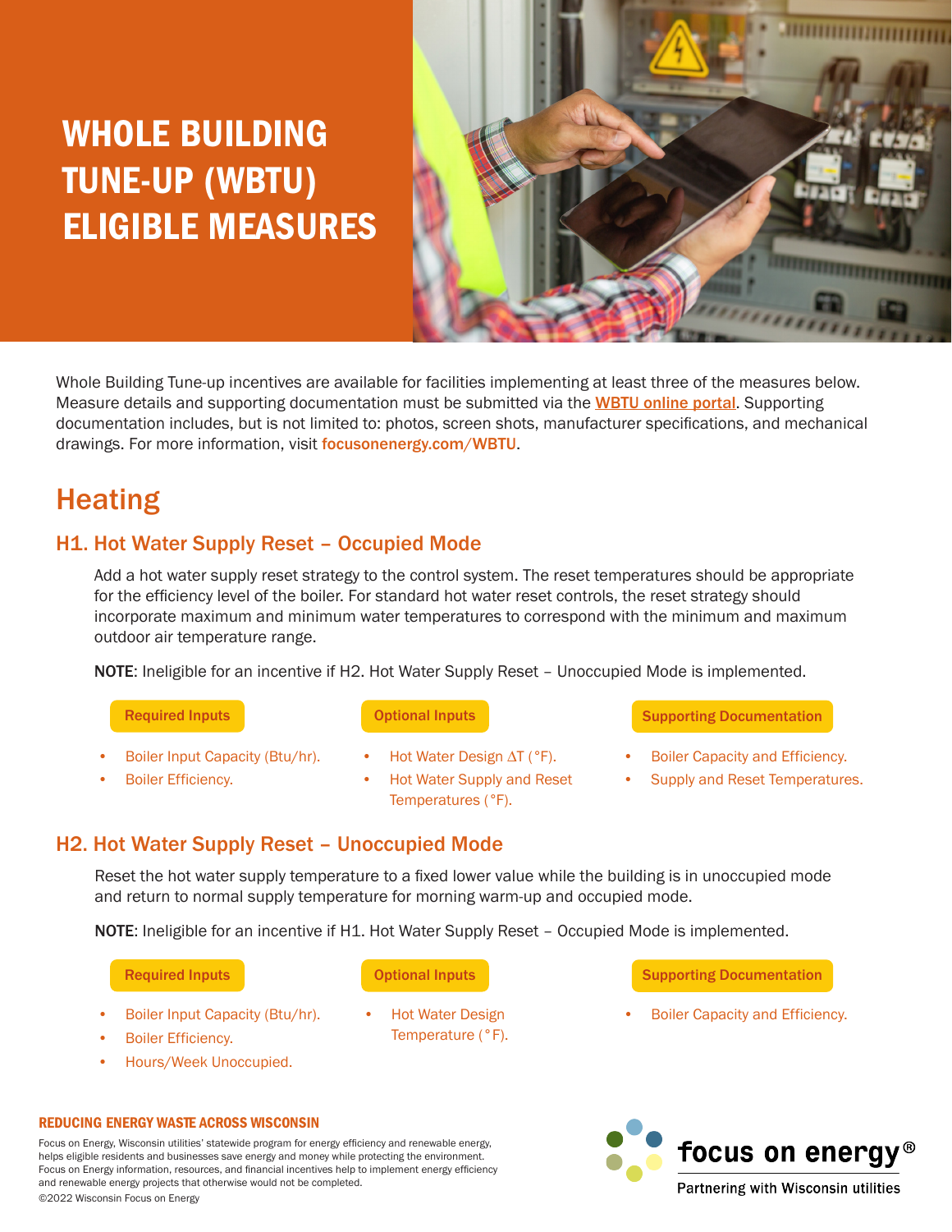# WHOLE BUILDING TUNE-UP (WBTU) ELIGIBLE MEASURES

Whole Building Tune-up incentives are available for facilities implementing at least three of the measures below. Measure details and supporting documentation must be submitted via the WBTU online portal. Supporting documentation includes, but is not limited to: photos, screen shots, manufacturer specifications, and mechanical drawings. For more information, visit focusonenergy.com/WBTU.

## Heating

### H1. Hot Water Supply Reset – Occupied Mode

Add a hot water supply reset strategy to the control system. The reset temperatures should be appropriate for the efficiency level of the boiler. For standard hot water reset controls, the reset strategy should incorporate maximum and minimum water temperatures to correspond with the minimum and maximum outdoor air temperature range.

**NOTE**: Ineligible for an incentive if H2. Hot Water Supply Reset – Unoccupied Mode is implemented.

**Required Inputs**

- Boiler Input Capacity (Btu/hr).
- Boiler Efficiency.

**Optional Inputs**

- Hot Water Design ΔT (°F).
- Hot Water Supply and Reset Temperatures (°F).

**Supporting Documentation**

- Boiler Capacity and Efficiency.
- Supply and Reset Temperatures.

### H2. Hot Water Supply Reset – Unoccupied Mode

Reset the hot water supply temperature to a fixed lower value while the building is in unoccupied mode and return to normal supply temperature for morning warm-up and occupied mode.

**NOTE**: Ineligible for an incentive if H1. Hot Water Supply Reset – Occupied Mode is implemented.

**Required Inputs**

- Boiler Input Capacity (Btu/hr).
- Boiler Efficiency.
- Hours/Week Unoccupied.

**Optional Inputs**

- Hot Water Design Temperature (°F).

**Supporting Documentation**

- Boiler Capacity and Efficiency.

**REDUCING ENERGY WASTE ACROSS WISCONSIN**

Focus on Energy, Wisconsin utilities' statewide program for energy efficiency and renewable energy, helps eligible residents and businesses save energy and money while protecting the environment. Focus on Energy information, resources, and financial incentives help to implement energy efficiency and renewable energy projects that otherwise would not be completed.

©2022 Wisconsin Focus on Energy

focus on energy® Partnering with Wisconsin utilities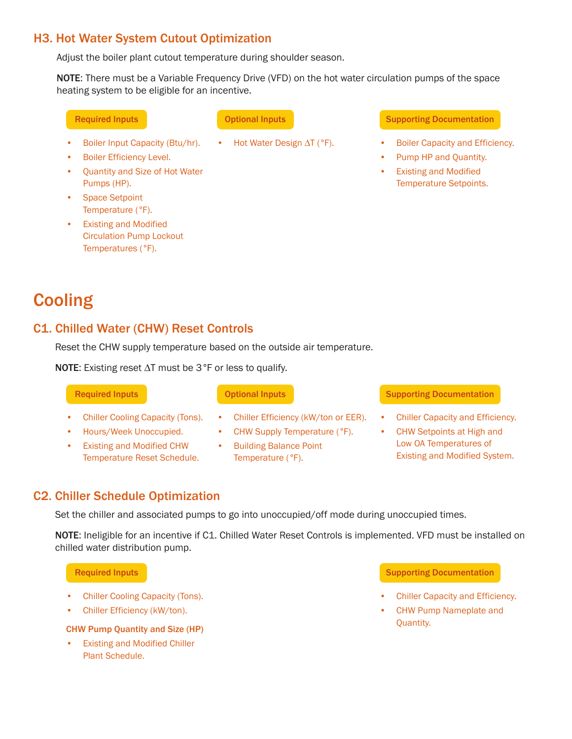### H3. Hot Water System Cutout Optimization

Adjust the boiler plant cutout temperature during shoulder season.

**NOTE**: There must be a Variable Frequency Drive (VFD) on the hot water circulation pumps of the space heating system to be eligible for an incentive.

**Required Inputs**

- Boiler Input Capacity (Btu/hr).
- Boiler Efficiency Level.
- Quantity and Size of Hot Water Pumps (HP).
- Space Setpoint Temperature (°F).
- Existing and Modified Circulation Pump Lockout Temperatures (°F).

**Optional Inputs**

- Hot Water Design ΔT (°F).

**Supporting Documentation**

- Boiler Capacity and Efficiency.
- Pump HP and Quantity.
- Existing and Modified Temperature Setpoints.

## Cooling

### C1. Chilled Water (CHW) Reset Controls

Reset the CHW supply temperature based on the outside air temperature.

**NOTE**: Existing reset ΔT must be 3 °F or less to qualify.

**Required Inputs**

- Chiller Cooling Capacity (Tons).
- Hours/Week Unoccupied.
- Existing and Modified CHW Temperature Reset Schedule.

**Optional Inputs**

- Chiller Efficiency (kW/ton or EER).
- CHW Supply Temperature (°F).
- Building Balance Point Temperature (°F).

**Supporting Documentation**

- Chiller Capacity and Efficiency.
- CHW Setpoints at High and Low OA Temperatures of Existing and Modified System.

### C2. Chiller Schedule Optimization

Set the chiller and associated pumps to go into unoccupied/off mode during unoccupied times.

**NOTE**: Ineligible for an incentive if C1. Chilled Water Reset Controls is implemented. VFD must be installed on chilled water distribution pump.

**Required Inputs**

- Chiller Cooling Capacity (Tons).
- Chiller Efficiency (kW/ton).

**CHW Pump Quantity and Size (HP)**

- Existing and Modified Chiller Plant Schedule.

**Supporting Documentation**

- Chiller Capacity and Efficiency.
- CHW Pump Nameplate and Quantity.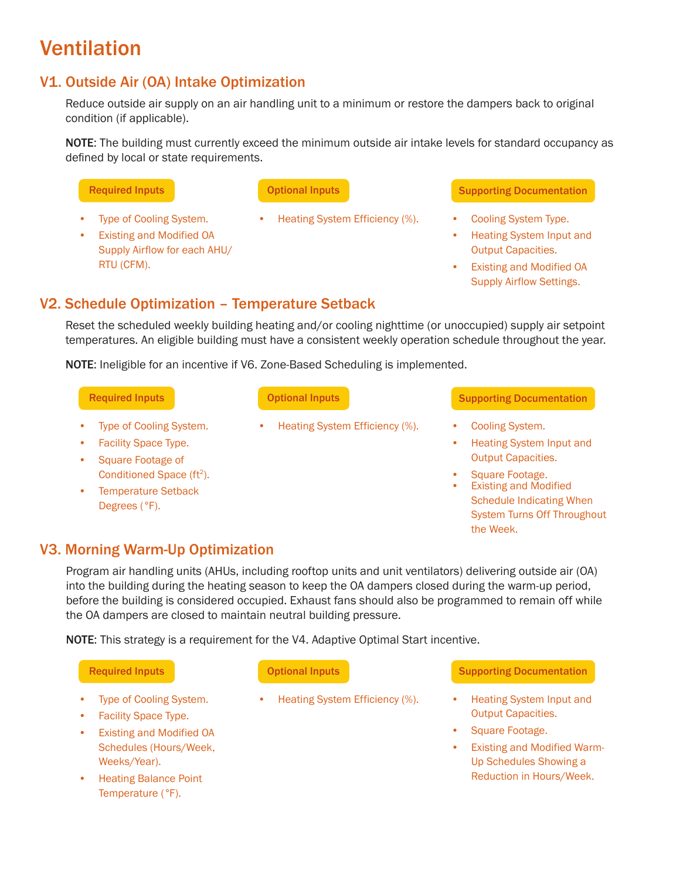# Ventilation

## V1. Outside Air (OA) Intake Optimization

Reduce outside air supply on an air handling unit to a minimum or restore the dampers back to original condition (if applicable).

**NOTE**: The building must currently exceed the minimum outside air intake levels for standard occupancy as defined by local or state requirements.

**Required Inputs**

- Type of Cooling System.
- Existing and Modified OA Supply Airflow for each AHU/RTU (CFM).

**Optional Inputs**

- Heating System Efficiency (%).

**Supporting Documentation**

- Cooling System Type.
- Heating System Input and Output Capacities.
- Existing and Modified OA Supply Airflow Settings.

## V2. Schedule Optimization – Temperature Setback

Reset the scheduled weekly building heating and/or cooling nighttime (or unoccupied) supply air setpoint temperatures. An eligible building must have a consistent weekly operation schedule throughout the year.

**NOTE**: Ineligible for an incentive if V6. Zone-Based Scheduling is implemented.

**Required Inputs**

- Type of Cooling System.
- Facility Space Type.
- Square Footage of Conditioned Space (ft$^2$).
- Temperature Setback Degrees (°F).

**Optional Inputs**

- Heating System Efficiency (%).

**Supporting Documentation**

- Cooling System.
- Heating System Input and Output Capacities.
- Square Footage.
- Existing and Modified Schedule Indicating When System Turns Off Throughout the Week.

## V3. Morning Warm-Up Optimization

Program air handling units (AHUs, including rooftop units and unit ventilators) delivering outside air (OA) into the building during the heating season to keep the OA dampers closed during the warm-up period, before the building is considered occupied. Exhaust fans should also be programmed to remain off while the OA dampers are closed to maintain neutral building pressure.

**NOTE**: This strategy is a requirement for the V4. Adaptive Optimal Start incentive.

**Required Inputs**

- Type of Cooling System.
- Facility Space Type.
- Existing and Modified OA Schedules (Hours/Week, Weeks/Year).
- Heating Balance Point Temperature (°F).

**Optional Inputs**

- Heating System Efficiency (%).

**Supporting Documentation**

- Heating System Input and Output Capacities.
- Square Footage.
- Existing and Modified Warm-Up Schedules Showing a Reduction in Hours/Week.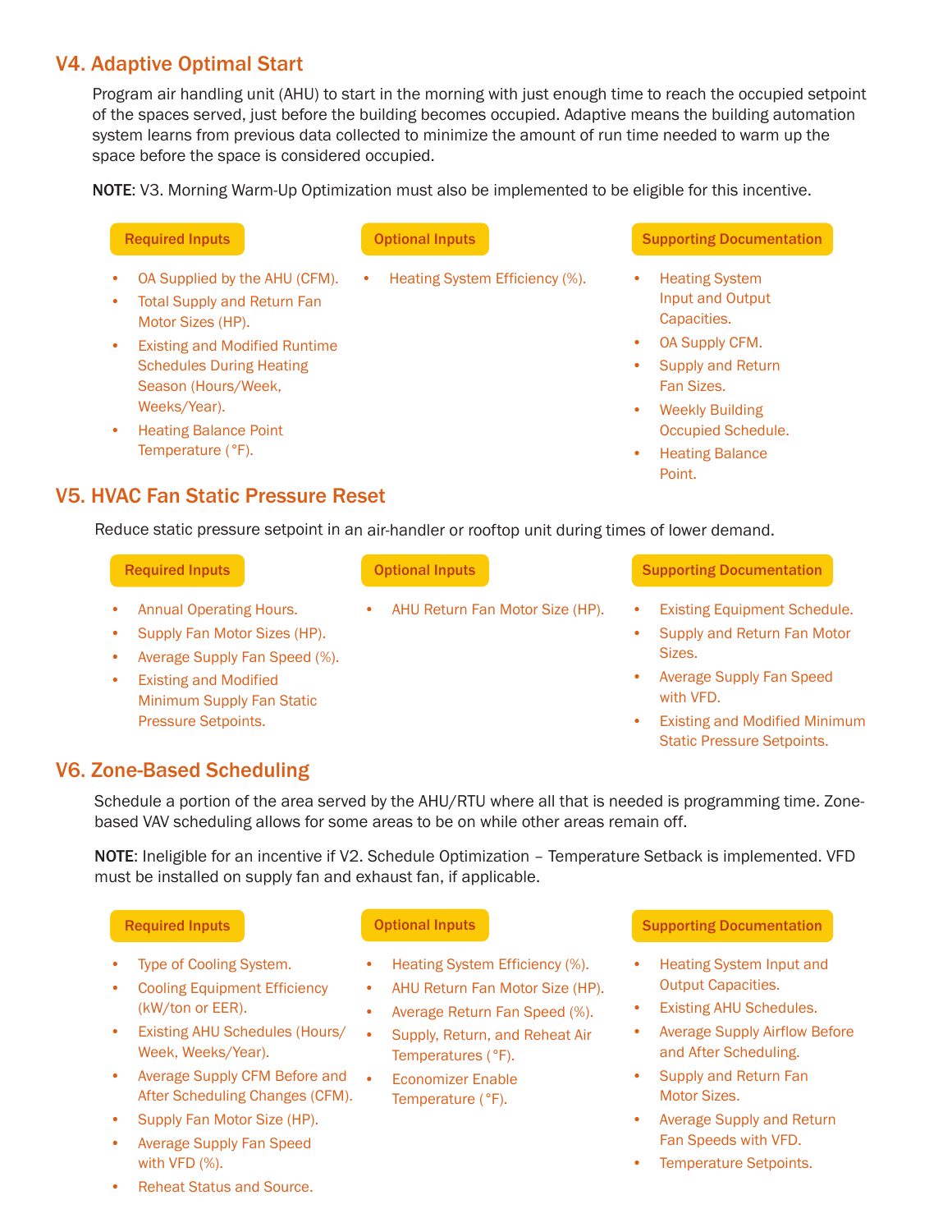## V4. Adaptive Optimal Start

Program air handling unit (AHU) to start in the morning with just enough time to reach the occupied setpoint of the spaces served, just before the building becomes occupied. Adaptive means the building automation system learns from previous data collected to minimize the amount of run time needed to warm up the space before the space is considered occupied.

**NOTE**: V3. Morning Warm-Up Optimization must also be implemented to be eligible for this incentive.

**Required Inputs**

- OA Supplied by the AHU (CFM).
- Total Supply and Return Fan Motor Sizes (HP).
- Existing and Modified Runtime Schedules During Heating Season (Hours/Week, Weeks/Year).
- Heating Balance Point Temperature (°F).

**Optional Inputs**

- Heating System Efficiency (%).

**Supporting Documentation**

- Heating System Input and Output Capacities.
- OA Supply CFM.
- Supply and Return Fan Sizes.
- Weekly Building Occupied Schedule.
- Heating Balance Point.

## V5. HVAC Fan Static Pressure Reset

Reduce static pressure setpoint in an air-handler or rooftop unit during times of lower demand.

**Required Inputs**

- Annual Operating Hours.
- Supply Fan Motor Sizes (HP).
- Average Supply Fan Speed (%).
- Existing and Modified Minimum Supply Fan Static Pressure Setpoints.

**Optional Inputs**

- AHU Return Fan Motor Size (HP).

**Supporting Documentation**

- Existing Equipment Schedule.
- Supply and Return Fan Motor Sizes.
- Average Supply Fan Speed with VFD.
- Existing and Modified Minimum Static Pressure Setpoints.

## V6. Zone-Based Scheduling

Schedule a portion of the area served by the AHU/RTU where all that is needed is programming time. Zone-based VAV scheduling allows for some areas to be on while other areas remain off.

**NOTE**: Ineligible for an incentive if V2. Schedule Optimization – Temperature Setback is implemented. VFD must be installed on supply fan and exhaust fan, if applicable.

**Required Inputs**

- Type of Cooling System.
- Cooling Equipment Efficiency (kW/ton or EER).
- Existing AHU Schedules (Hours/Week, Weeks/Year).
- Average Supply CFM Before and After Scheduling Changes (CFM).
- Supply Fan Motor Size (HP).
- Average Supply Fan Speed with VFD (%).
- Reheat Status and Source.

**Optional Inputs**

- Heating System Efficiency (%).
- AHU Return Fan Motor Size (HP).
- Average Return Fan Speed (%).
- Supply, Return, and Reheat Air Temperatures (°F).
- Economizer Enable Temperature (°F).

**Supporting Documentation**

- Heating System Input and Output Capacities.
- Existing AHU Schedules.
- Average Supply Airflow Before and After Scheduling.
- Supply and Return Fan Motor Sizes.
- Average Supply and Return Fan Speeds with VFD.
- Temperature Setpoints.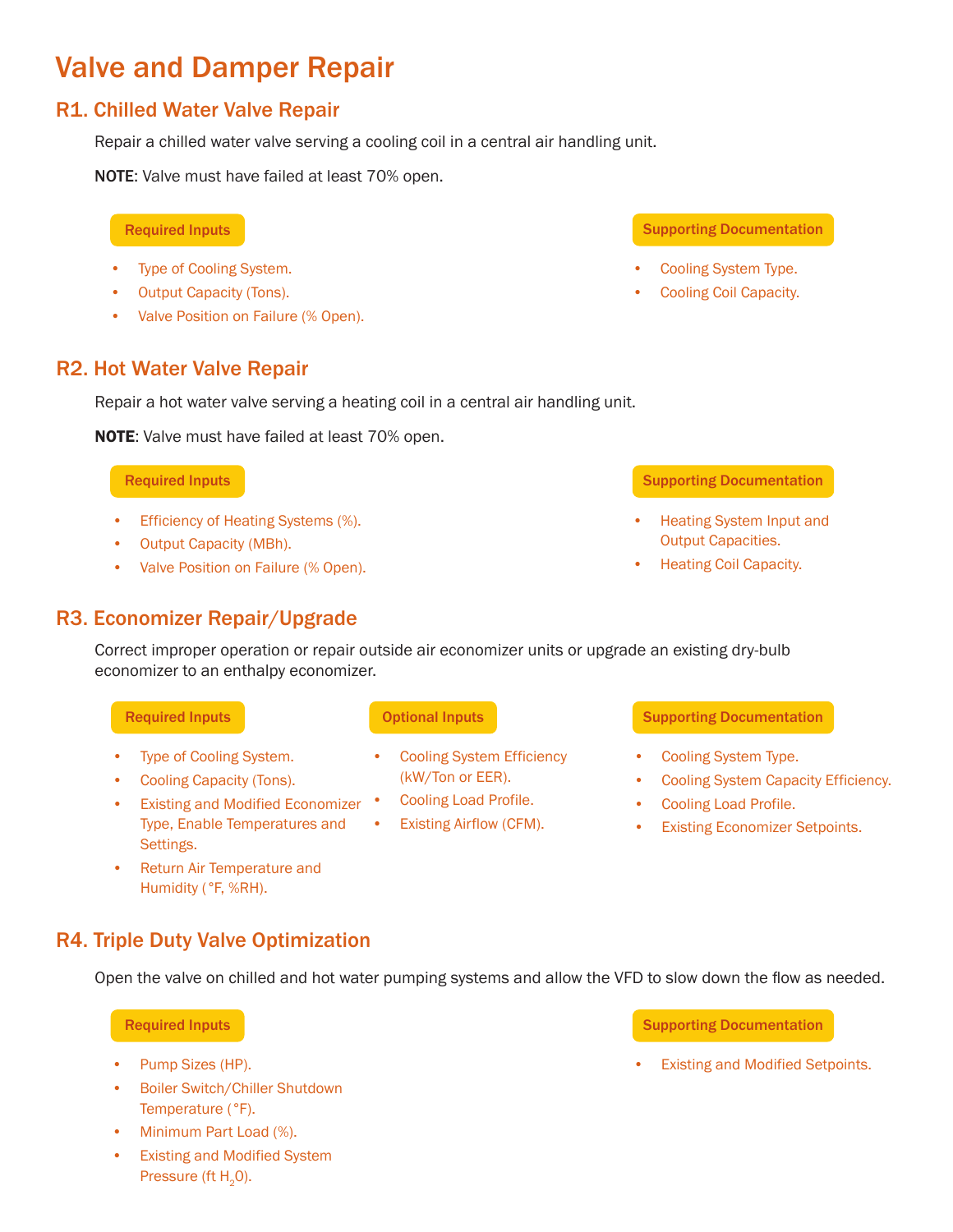# Valve and Damper Repair

## R1. Chilled Water Valve Repair

Repair a chilled water valve serving a cooling coil in a central air handling unit.

**NOTE**: Valve must have failed at least 70% open.

**Required Inputs**

- Type of Cooling System.
- Output Capacity (Tons).
- Valve Position on Failure (% Open).

**Supporting Documentation**

- Cooling System Type.
- Cooling Coil Capacity.

## R2. Hot Water Valve Repair

Repair a hot water valve serving a heating coil in a central air handling unit.

**NOTE**: Valve must have failed at least 70% open.

**Required Inputs**

- Efficiency of Heating Systems (%).
- Output Capacity (MBh).
- Valve Position on Failure (% Open).

**Supporting Documentation**

- Heating System Input and Output Capacities.
- Heating Coil Capacity.

## R3. Economizer Repair/Upgrade

Correct improper operation or repair outside air economizer units or upgrade an existing dry-bulb economizer to an enthalpy economizer.

**Required Inputs**

- Type of Cooling System.
- Cooling Capacity (Tons).
- Existing and Modified Economizer Type, Enable Temperatures and Settings.
- Return Air Temperature and Humidity (°F, %RH).

**Optional Inputs**

- Cooling System Efficiency (kW/Ton or EER).
- Cooling Load Profile.
- Existing Airflow (CFM).

**Supporting Documentation**

- Cooling System Type.
- Cooling System Capacity Efficiency.
- Cooling Load Profile.
- Existing Economizer Setpoints.

## R4. Triple Duty Valve Optimization

Open the valve on chilled and hot water pumping systems and allow the VFD to slow down the flow as needed.

**Required Inputs**

- Pump Sizes (HP).
- Boiler Switch/Chiller Shutdown Temperature (°F).
- Minimum Part Load (%).
- Existing and Modified System Pressure (ft $H_2O$).

**Supporting Documentation**

- Existing and Modified Setpoints.